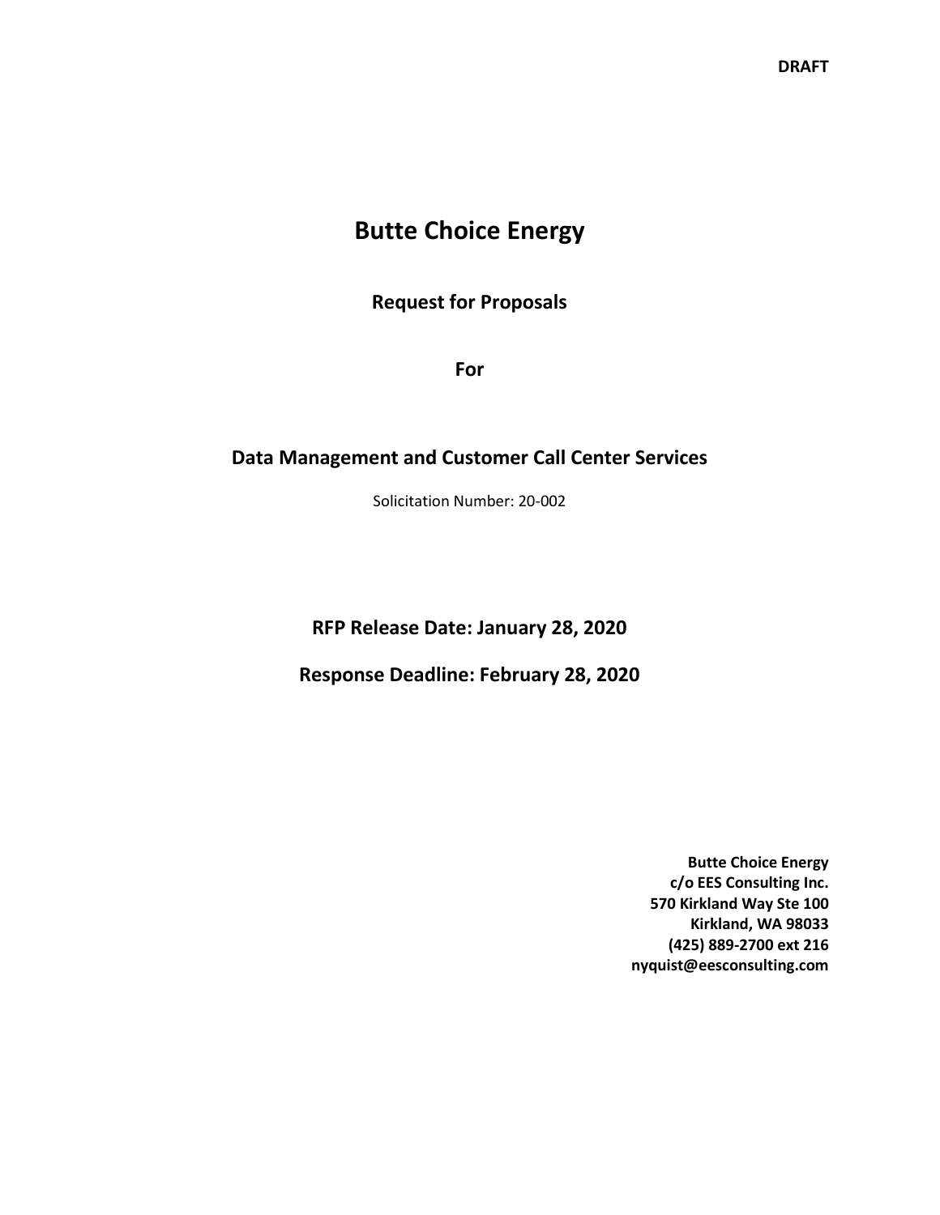**DRAFT**

# Butte Choice Energy

## Request for Proposals

## For

## Data Management and Customer Call Center Services

Solicitation Number: 20-002

**RFP Release Date: January 28, 2020**

**Response Deadline: February 28, 2020**

**Butte Choice Energy**
**c/o EES Consulting Inc.**
**570 Kirkland Way Ste 100**
**Kirkland, WA 98033**
**(425) 889-2700 ext 216**
**nyquist@eesconsulting.com**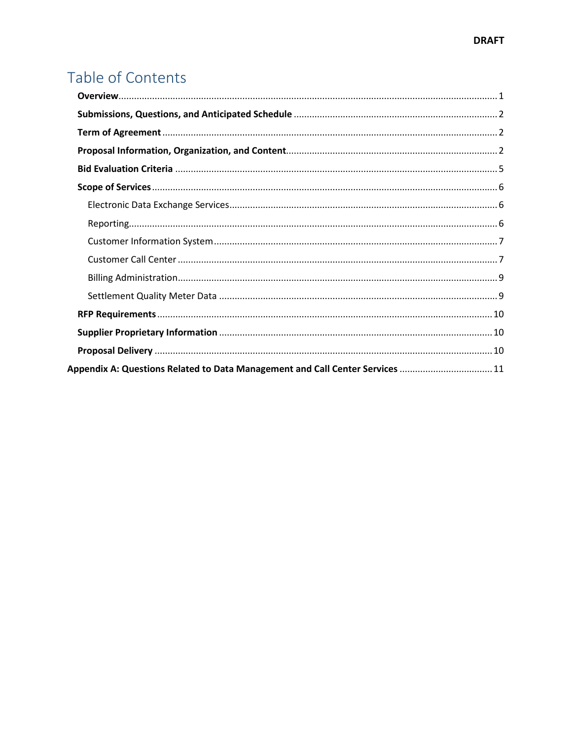# Table of Contents

- **Overview** ..... 1
- **Submissions, Questions, and Anticipated Schedule** ..... 2
- **Term of Agreement** ..... 2
- **Proposal Information, Organization, and Content** ..... 2
- **Bid Evaluation Criteria** ..... 5
- **Scope of Services** ..... 6
  - Electronic Data Exchange Services ..... 6
  - Reporting ..... 6
  - Customer Information System ..... 7
  - Customer Call Center ..... 7
  - Billing Administration ..... 9
  - Settlement Quality Meter Data ..... 9
- **RFP Requirements** ..... 10
- **Supplier Proprietary Information** ..... 10
- **Proposal Delivery** ..... 10

**Appendix A: Questions Related to Data Management and Call Center Services** ..... 11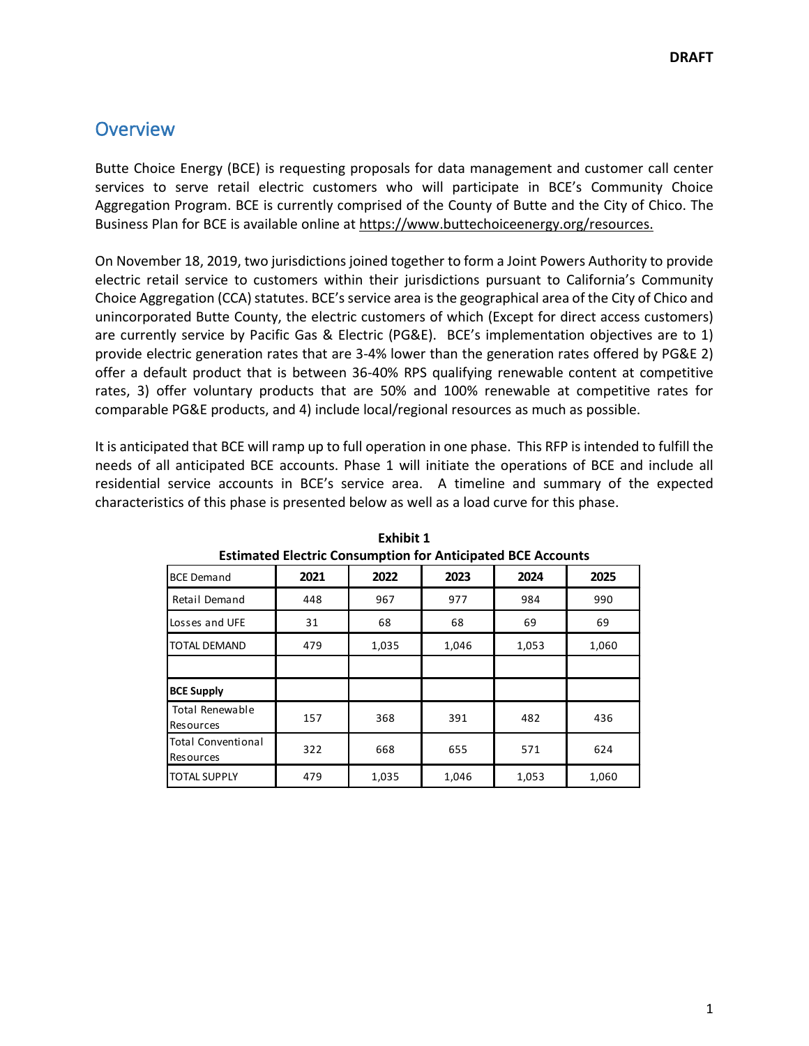# Overview

Butte Choice Energy (BCE) is requesting proposals for data management and customer call center services to serve retail electric customers who will participate in BCE's Community Choice Aggregation Program. BCE is currently comprised of the County of Butte and the City of Chico. The Business Plan for BCE is available online at https://www.buttechoiceenergy.org/resources.

On November 18, 2019, two jurisdictions joined together to form a Joint Powers Authority to provide electric retail service to customers within their jurisdictions pursuant to California's Community Choice Aggregation (CCA) statutes. BCE's service area is the geographical area of the City of Chico and unincorporated Butte County, the electric customers of which (Except for direct access customers) are currently service by Pacific Gas & Electric (PG&E). BCE's implementation objectives are to 1) provide electric generation rates that are 3-4% lower than the generation rates offered by PG&E 2) offer a default product that is between 36-40% RPS qualifying renewable content at competitive rates, 3) offer voluntary products that are 50% and 100% renewable at competitive rates for comparable PG&E products, and 4) include local/regional resources as much as possible.

It is anticipated that BCE will ramp up to full operation in one phase. This RFP is intended to fulfill the needs of all anticipated BCE accounts. Phase 1 will initiate the operations of BCE and include all residential service accounts in BCE's service area. A timeline and summary of the expected characteristics of this phase is presented below as well as a load curve for this phase.

**Exhibit 1**
**Estimated Electric Consumption for Anticipated BCE Accounts**

| BCE Demand | 2021 | 2022 | 2023 | 2024 | 2025 |
|---|---|---|---|---|---|
| Retail Demand | 448 | 967 | 977 | 984 | 990 |
| Losses and UFE | 31 | 68 | 68 | 69 | 69 |
| TOTAL DEMAND | 479 | 1,035 | 1,046 | 1,053 | 1,060 |
| | | | | | |
| **BCE Supply** | | | | | |
| Total Renewable Resources | 157 | 368 | 391 | 482 | 436 |
| Total Conventional Resources | 322 | 668 | 655 | 571 | 624 |
| TOTAL SUPPLY | 479 | 1,035 | 1,046 | 1,053 | 1,060 |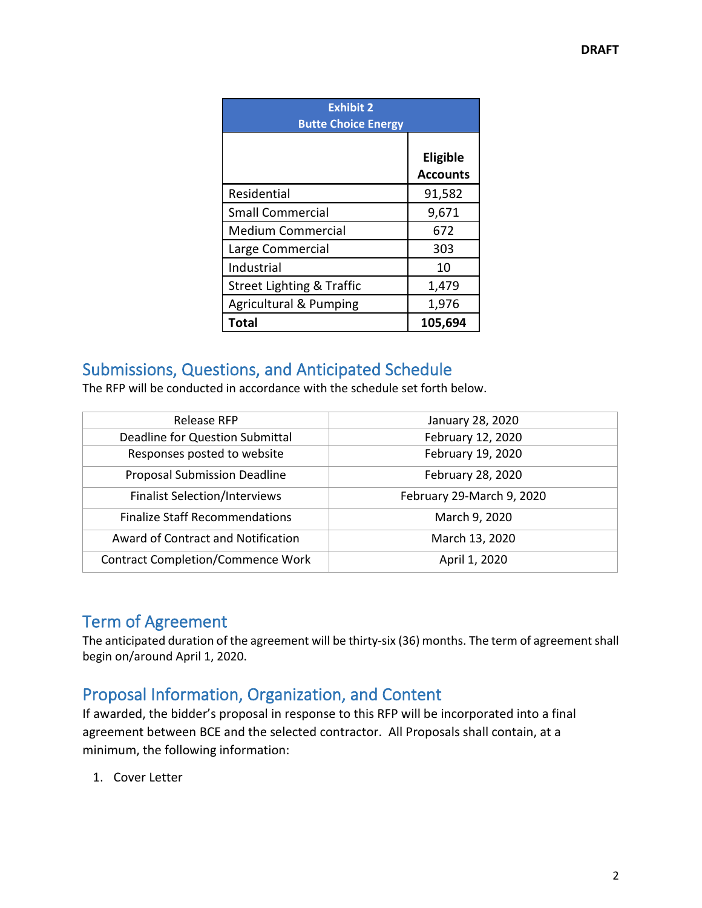**DRAFT**

| Exhibit 2<br>Butte Choice Energy | |
|---|---|
| | **Eligible Accounts** |
| Residential | 91,582 |
| Small Commercial | 9,671 |
| Medium Commercial | 672 |
| Large Commercial | 303 |
| Industrial | 10 |
| Street Lighting & Traffic | 1,479 |
| Agricultural & Pumping | 1,976 |
| **Total** | **105,694** |

## Submissions, Questions, and Anticipated Schedule

The RFP will be conducted in accordance with the schedule set forth below.

| | |
|---|---|
| Release RFP | January 28, 2020 |
| Deadline for Question Submittal | February 12, 2020 |
| Responses posted to website | February 19, 2020 |
| Proposal Submission Deadline | February 28, 2020 |
| Finalist Selection/Interviews | February 29-March 9, 2020 |
| Finalize Staff Recommendations | March 9, 2020 |
| Award of Contract and Notification | March 13, 2020 |
| Contract Completion/Commence Work | April 1, 2020 |

## Term of Agreement

The anticipated duration of the agreement will be thirty-six (36) months. The term of agreement shall begin on/around April 1, 2020.

## Proposal Information, Organization, and Content

If awarded, the bidder's proposal in response to this RFP will be incorporated into a final agreement between BCE and the selected contractor. All Proposals shall contain, at a minimum, the following information:

1. Cover Letter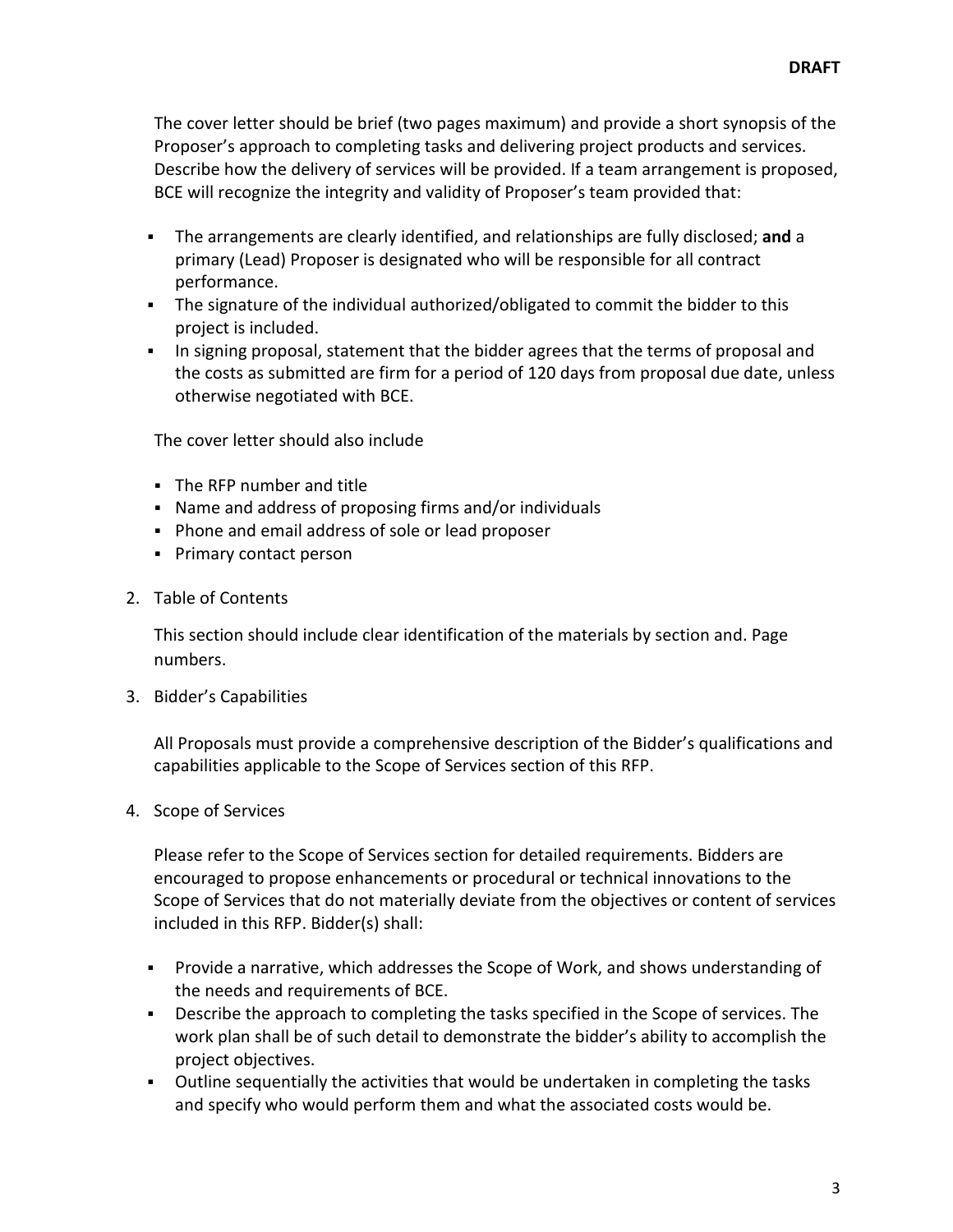The cover letter should be brief (two pages maximum) and provide a short synopsis of the Proposer's approach to completing tasks and delivering project products and services. Describe how the delivery of services will be provided. If a team arrangement is proposed, BCE will recognize the integrity and validity of Proposer's team provided that:

- The arrangements are clearly identified, and relationships are fully disclosed; **and** a primary (Lead) Proposer is designated who will be responsible for all contract performance.
- The signature of the individual authorized/obligated to commit the bidder to this project is included.
- In signing proposal, statement that the bidder agrees that the terms of proposal and the costs as submitted are firm for a period of 120 days from proposal due date, unless otherwise negotiated with BCE.

The cover letter should also include

- The RFP number and title
- Name and address of proposing firms and/or individuals
- Phone and email address of sole or lead proposer
- Primary contact person

2. Table of Contents

   This section should include clear identification of the materials by section and. Page numbers.

3. Bidder's Capabilities

   All Proposals must provide a comprehensive description of the Bidder's qualifications and capabilities applicable to the Scope of Services section of this RFP.

4. Scope of Services

   Please refer to the Scope of Services section for detailed requirements. Bidders are encouraged to propose enhancements or procedural or technical innovations to the Scope of Services that do not materially deviate from the objectives or content of services included in this RFP. Bidder(s) shall:

   - Provide a narrative, which addresses the Scope of Work, and shows understanding of the needs and requirements of BCE.
   - Describe the approach to completing the tasks specified in the Scope of services. The work plan shall be of such detail to demonstrate the bidder's ability to accomplish the project objectives.
   - Outline sequentially the activities that would be undertaken in completing the tasks and specify who would perform them and what the associated costs would be.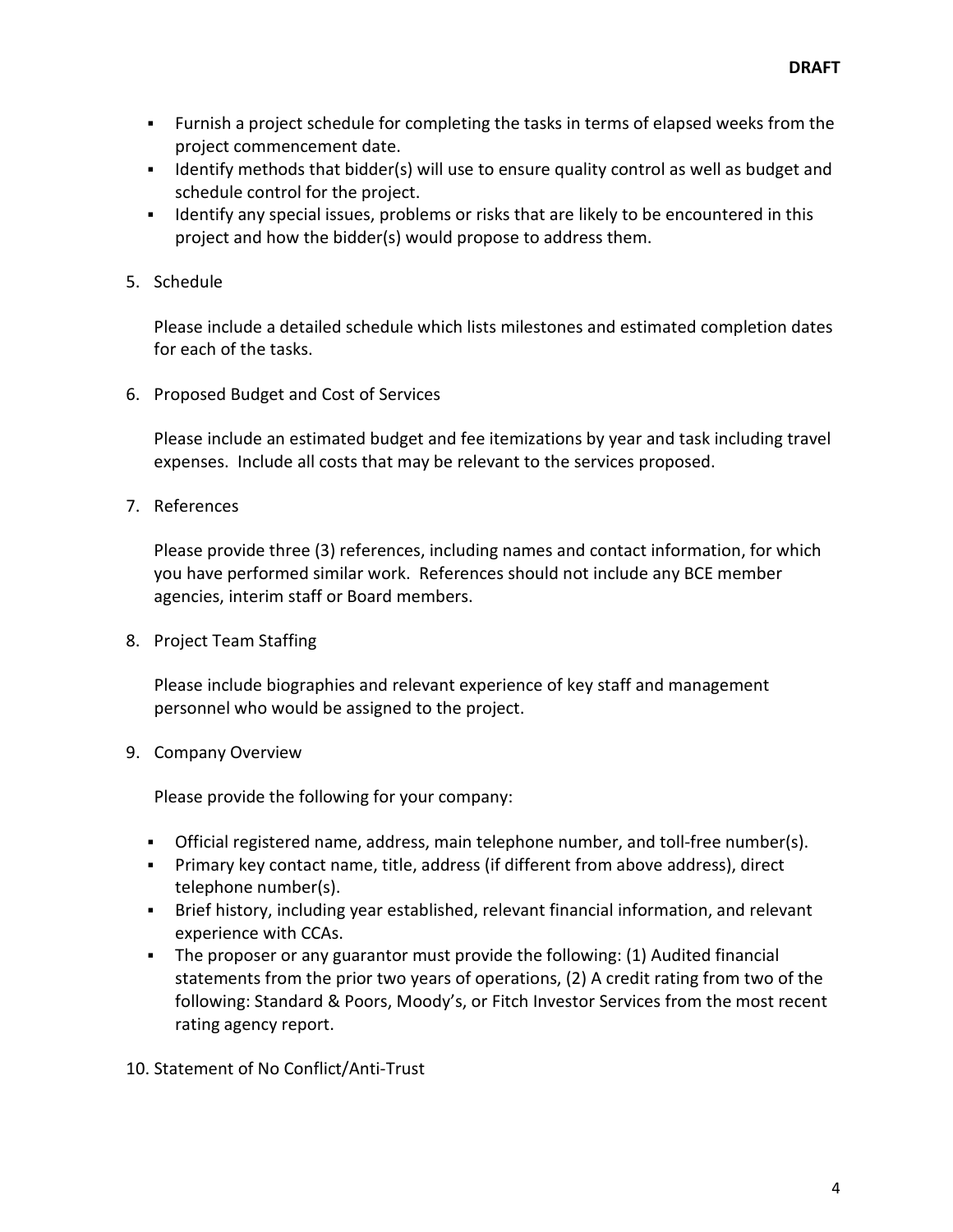- Furnish a project schedule for completing the tasks in terms of elapsed weeks from the project commencement date.
- Identify methods that bidder(s) will use to ensure quality control as well as budget and schedule control for the project.
- Identify any special issues, problems or risks that are likely to be encountered in this project and how the bidder(s) would propose to address them.

5. Schedule

   Please include a detailed schedule which lists milestones and estimated completion dates for each of the tasks.

6. Proposed Budget and Cost of Services

   Please include an estimated budget and fee itemizations by year and task including travel expenses. Include all costs that may be relevant to the services proposed.

7. References

   Please provide three (3) references, including names and contact information, for which you have performed similar work. References should not include any BCE member agencies, interim staff or Board members.

8. Project Team Staffing

   Please include biographies and relevant experience of key staff and management personnel who would be assigned to the project.

9. Company Overview

   Please provide the following for your company:

   - Official registered name, address, main telephone number, and toll-free number(s).
   - Primary key contact name, title, address (if different from above address), direct telephone number(s).
   - Brief history, including year established, relevant financial information, and relevant experience with CCAs.
   - The proposer or any guarantor must provide the following: (1) Audited financial statements from the prior two years of operations, (2) A credit rating from two of the following: Standard & Poors, Moody's, or Fitch Investor Services from the most recent rating agency report.

10. Statement of No Conflict/Anti-Trust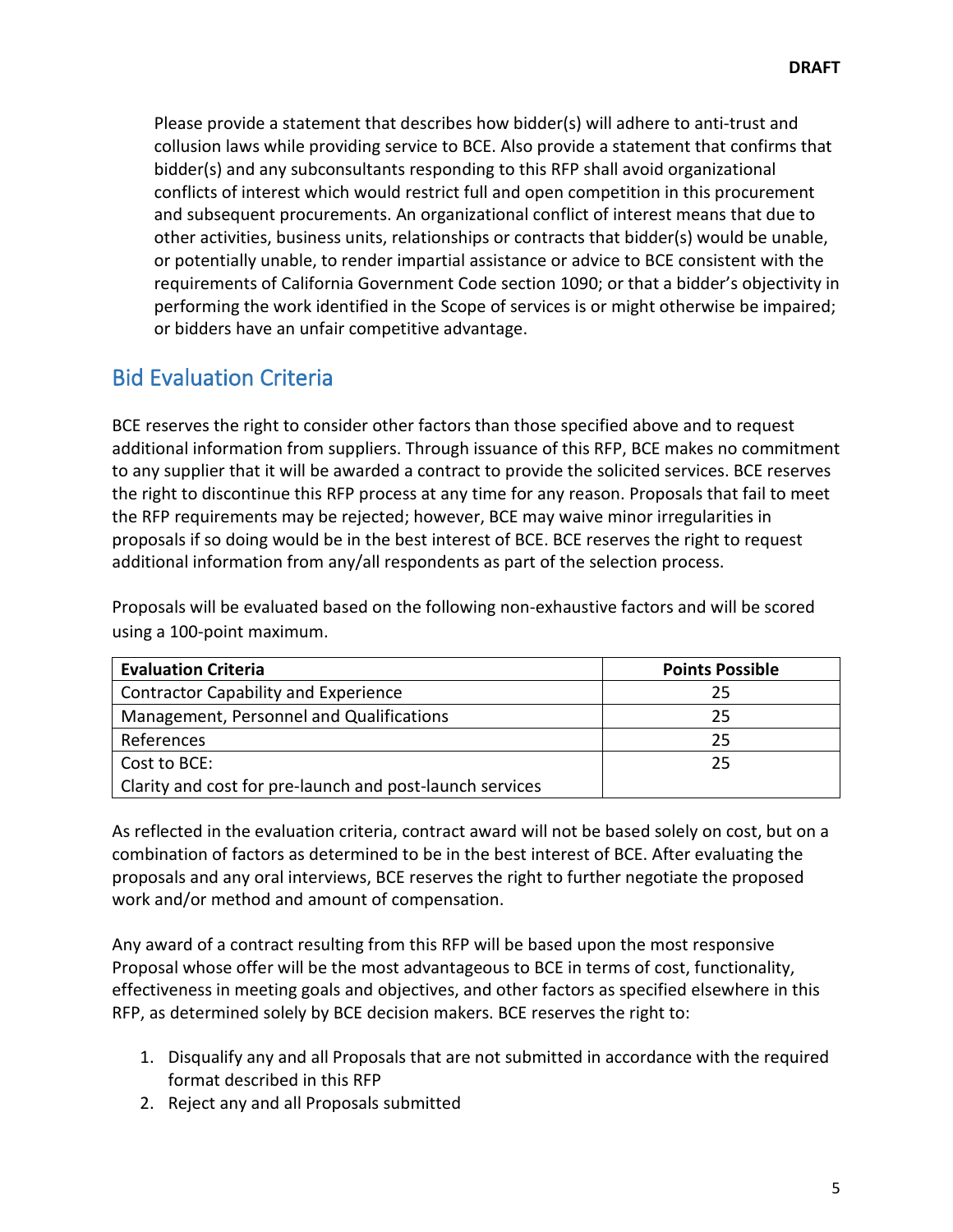Please provide a statement that describes how bidder(s) will adhere to anti-trust and collusion laws while providing service to BCE. Also provide a statement that confirms that bidder(s) and any subconsultants responding to this RFP shall avoid organizational conflicts of interest which would restrict full and open competition in this procurement and subsequent procurements. An organizational conflict of interest means that due to other activities, business units, relationships or contracts that bidder(s) would be unable, or potentially unable, to render impartial assistance or advice to BCE consistent with the requirements of California Government Code section 1090; or that a bidder's objectivity in performing the work identified in the Scope of services is or might otherwise be impaired; or bidders have an unfair competitive advantage.

## Bid Evaluation Criteria

BCE reserves the right to consider other factors than those specified above and to request additional information from suppliers. Through issuance of this RFP, BCE makes no commitment to any supplier that it will be awarded a contract to provide the solicited services. BCE reserves the right to discontinue this RFP process at any time for any reason. Proposals that fail to meet the RFP requirements may be rejected; however, BCE may waive minor irregularities in proposals if so doing would be in the best interest of BCE. BCE reserves the right to request additional information from any/all respondents as part of the selection process.

Proposals will be evaluated based on the following non-exhaustive factors and will be scored using a 100-point maximum.

| Evaluation Criteria | Points Possible |
|---|---|
| Contractor Capability and Experience | 25 |
| Management, Personnel and Qualifications | 25 |
| References | 25 |
| Cost to BCE: Clarity and cost for pre-launch and post-launch services | 25 |

As reflected in the evaluation criteria, contract award will not be based solely on cost, but on a combination of factors as determined to be in the best interest of BCE. After evaluating the proposals and any oral interviews, BCE reserves the right to further negotiate the proposed work and/or method and amount of compensation.

Any award of a contract resulting from this RFP will be based upon the most responsive Proposal whose offer will be the most advantageous to BCE in terms of cost, functionality, effectiveness in meeting goals and objectives, and other factors as specified elsewhere in this RFP, as determined solely by BCE decision makers. BCE reserves the right to:

1. Disqualify any and all Proposals that are not submitted in accordance with the required format described in this RFP
2. Reject any and all Proposals submitted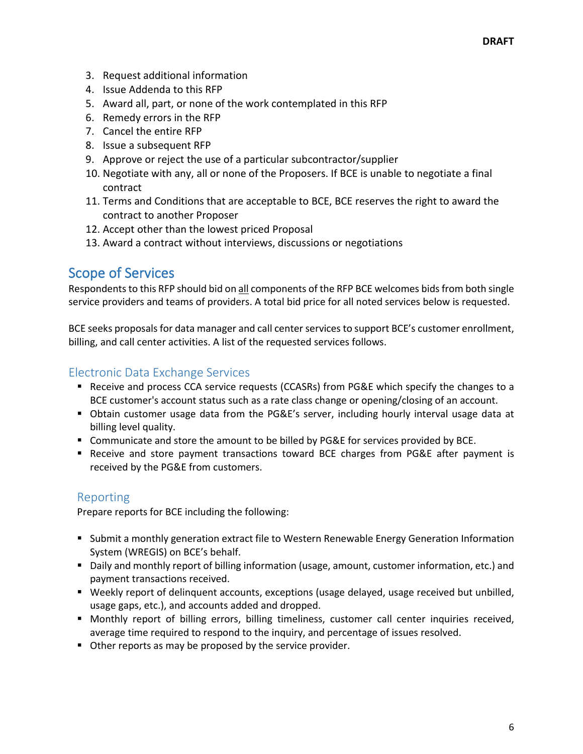3. Request additional information
4. Issue Addenda to this RFP
5. Award all, part, or none of the work contemplated in this RFP
6. Remedy errors in the RFP
7. Cancel the entire RFP
8. Issue a subsequent RFP
9. Approve or reject the use of a particular subcontractor/supplier
10. Negotiate with any, all or none of the Proposers. If BCE is unable to negotiate a final contract
11. Terms and Conditions that are acceptable to BCE, BCE reserves the right to award the contract to another Proposer
12. Accept other than the lowest priced Proposal
13. Award a contract without interviews, discussions or negotiations

## Scope of Services

Respondents to this RFP should bid on all components of the RFP BCE welcomes bids from both single service providers and teams of providers. A total bid price for all noted services below is requested.

BCE seeks proposals for data manager and call center services to support BCE's customer enrollment, billing, and call center activities. A list of the requested services follows.

### Electronic Data Exchange Services

- Receive and process CCA service requests (CCASRs) from PG&E which specify the changes to a BCE customer's account status such as a rate class change or opening/closing of an account.
- Obtain customer usage data from the PG&E's server, including hourly interval usage data at billing level quality.
- Communicate and store the amount to be billed by PG&E for services provided by BCE.
- Receive and store payment transactions toward BCE charges from PG&E after payment is received by the PG&E from customers.

### Reporting

Prepare reports for BCE including the following:

- Submit a monthly generation extract file to Western Renewable Energy Generation Information System (WREGIS) on BCE's behalf.
- Daily and monthly report of billing information (usage, amount, customer information, etc.) and payment transactions received.
- Weekly report of delinquent accounts, exceptions (usage delayed, usage received but unbilled, usage gaps, etc.), and accounts added and dropped.
- Monthly report of billing errors, billing timeliness, customer call center inquiries received, average time required to respond to the inquiry, and percentage of issues resolved.
- Other reports as may be proposed by the service provider.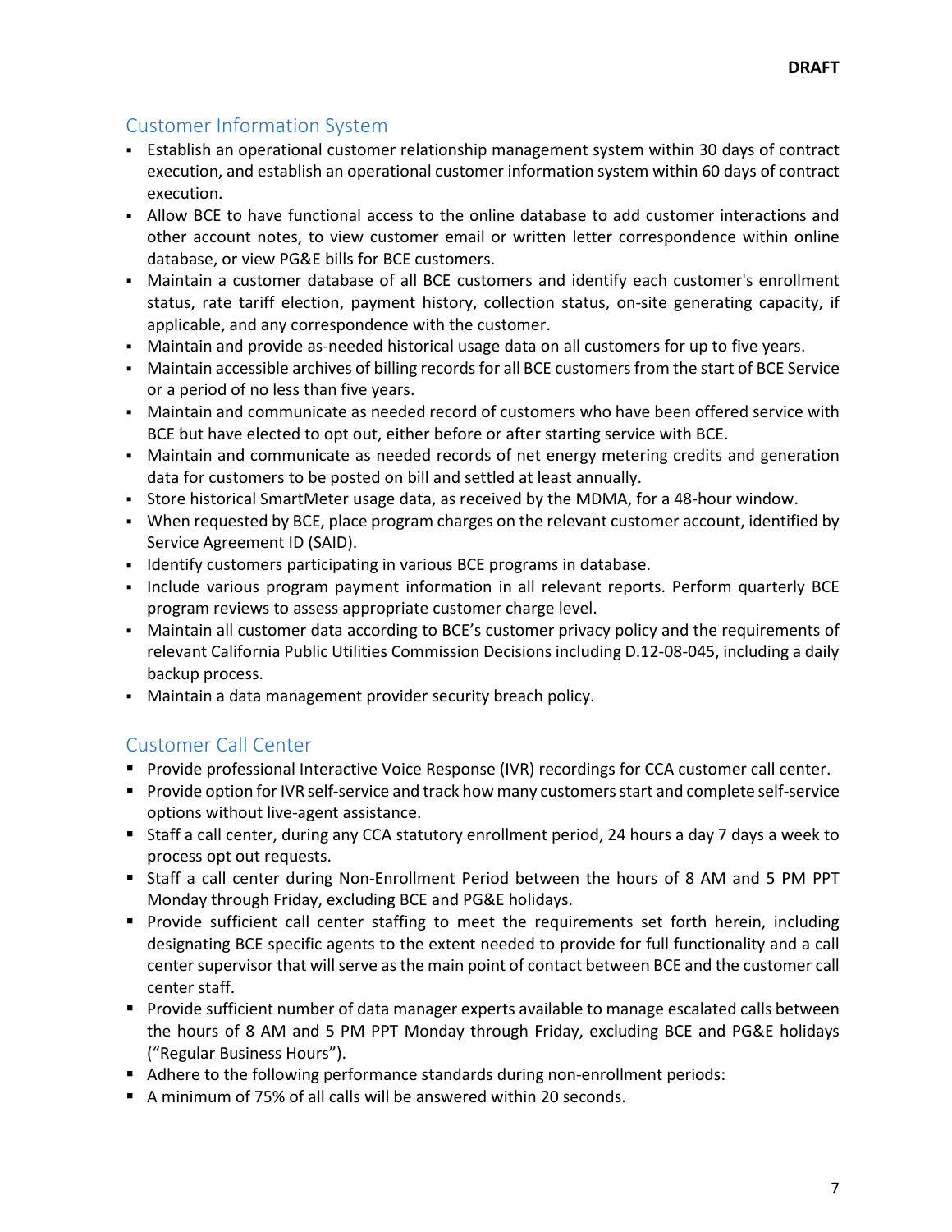## Customer Information System

- Establish an operational customer relationship management system within 30 days of contract execution, and establish an operational customer information system within 60 days of contract execution.
- Allow BCE to have functional access to the online database to add customer interactions and other account notes, to view customer email or written letter correspondence within online database, or view PG&E bills for BCE customers.
- Maintain a customer database of all BCE customers and identify each customer's enrollment status, rate tariff election, payment history, collection status, on-site generating capacity, if applicable, and any correspondence with the customer.
- Maintain and provide as-needed historical usage data on all customers for up to five years.
- Maintain accessible archives of billing records for all BCE customers from the start of BCE Service or a period of no less than five years.
- Maintain and communicate as needed record of customers who have been offered service with BCE but have elected to opt out, either before or after starting service with BCE.
- Maintain and communicate as needed records of net energy metering credits and generation data for customers to be posted on bill and settled at least annually.
- Store historical SmartMeter usage data, as received by the MDMA, for a 48-hour window.
- When requested by BCE, place program charges on the relevant customer account, identified by Service Agreement ID (SAID).
- Identify customers participating in various BCE programs in database.
- Include various program payment information in all relevant reports. Perform quarterly BCE program reviews to assess appropriate customer charge level.
- Maintain all customer data according to BCE's customer privacy policy and the requirements of relevant California Public Utilities Commission Decisions including D.12-08-045, including a daily backup process.
- Maintain a data management provider security breach policy.

## Customer Call Center

- Provide professional Interactive Voice Response (IVR) recordings for CCA customer call center.
- Provide option for IVR self-service and track how many customers start and complete self-service options without live-agent assistance.
- Staff a call center, during any CCA statutory enrollment period, 24 hours a day 7 days a week to process opt out requests.
- Staff a call center during Non-Enrollment Period between the hours of 8 AM and 5 PM PPT Monday through Friday, excluding BCE and PG&E holidays.
- Provide sufficient call center staffing to meet the requirements set forth herein, including designating BCE specific agents to the extent needed to provide for full functionality and a call center supervisor that will serve as the main point of contact between BCE and the customer call center staff.
- Provide sufficient number of data manager experts available to manage escalated calls between the hours of 8 AM and 5 PM PPT Monday through Friday, excluding BCE and PG&E holidays ("Regular Business Hours").
- Adhere to the following performance standards during non-enrollment periods:
- A minimum of 75% of all calls will be answered within 20 seconds.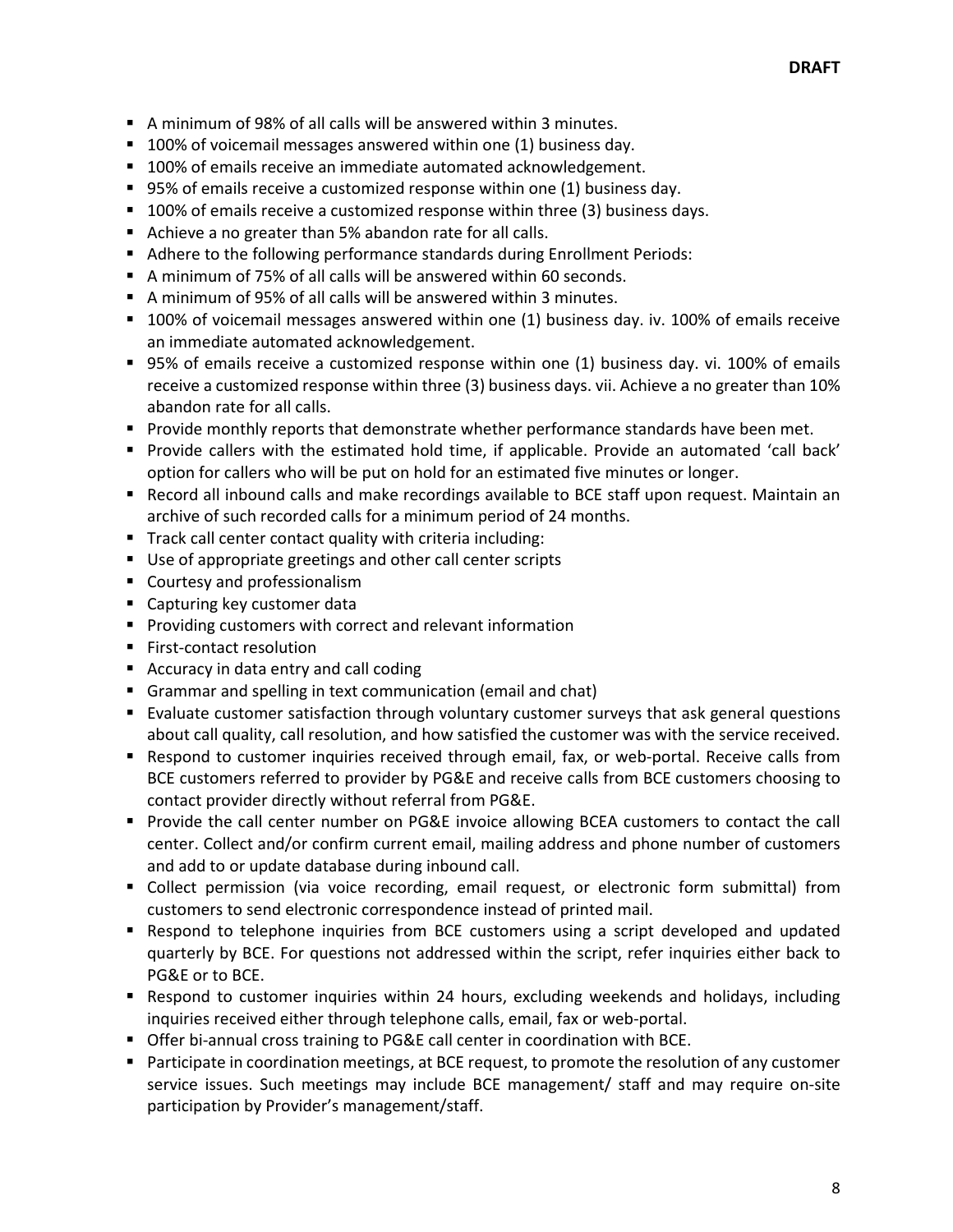**DRAFT**

- A minimum of 98% of all calls will be answered within 3 minutes.
- 100% of voicemail messages answered within one (1) business day.
- 100% of emails receive an immediate automated acknowledgement.
- 95% of emails receive a customized response within one (1) business day.
- 100% of emails receive a customized response within three (3) business days.
- Achieve a no greater than 5% abandon rate for all calls.
- Adhere to the following performance standards during Enrollment Periods:
- A minimum of 75% of all calls will be answered within 60 seconds.
- A minimum of 95% of all calls will be answered within 3 minutes.
- 100% of voicemail messages answered within one (1) business day. iv. 100% of emails receive an immediate automated acknowledgement.
- 95% of emails receive a customized response within one (1) business day. vi. 100% of emails receive a customized response within three (3) business days. vii. Achieve a no greater than 10% abandon rate for all calls.
- Provide monthly reports that demonstrate whether performance standards have been met.
- Provide callers with the estimated hold time, if applicable. Provide an automated 'call back' option for callers who will be put on hold for an estimated five minutes or longer.
- Record all inbound calls and make recordings available to BCE staff upon request. Maintain an archive of such recorded calls for a minimum period of 24 months.
- Track call center contact quality with criteria including:
- Use of appropriate greetings and other call center scripts
- Courtesy and professionalism
- Capturing key customer data
- Providing customers with correct and relevant information
- First-contact resolution
- Accuracy in data entry and call coding
- Grammar and spelling in text communication (email and chat)
- Evaluate customer satisfaction through voluntary customer surveys that ask general questions about call quality, call resolution, and how satisfied the customer was with the service received.
- Respond to customer inquiries received through email, fax, or web-portal. Receive calls from BCE customers referred to provider by PG&E and receive calls from BCE customers choosing to contact provider directly without referral from PG&E.
- Provide the call center number on PG&E invoice allowing BCEA customers to contact the call center. Collect and/or confirm current email, mailing address and phone number of customers and add to or update database during inbound call.
- Collect permission (via voice recording, email request, or electronic form submittal) from customers to send electronic correspondence instead of printed mail.
- Respond to telephone inquiries from BCE customers using a script developed and updated quarterly by BCE. For questions not addressed within the script, refer inquiries either back to PG&E or to BCE.
- Respond to customer inquiries within 24 hours, excluding weekends and holidays, including inquiries received either through telephone calls, email, fax or web-portal.
- Offer bi-annual cross training to PG&E call center in coordination with BCE.
- Participate in coordination meetings, at BCE request, to promote the resolution of any customer service issues. Such meetings may include BCE management/ staff and may require on-site participation by Provider's management/staff.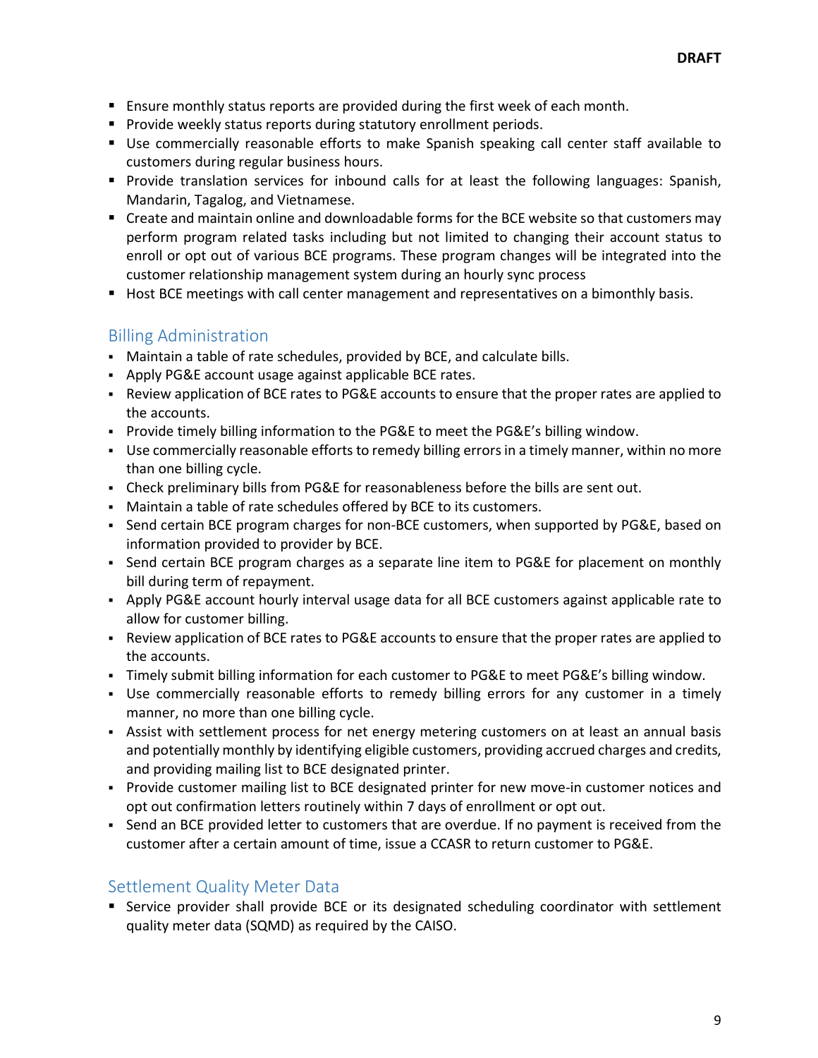- Ensure monthly status reports are provided during the first week of each month.
- Provide weekly status reports during statutory enrollment periods.
- Use commercially reasonable efforts to make Spanish speaking call center staff available to customers during regular business hours.
- Provide translation services for inbound calls for at least the following languages: Spanish, Mandarin, Tagalog, and Vietnamese.
- Create and maintain online and downloadable forms for the BCE website so that customers may perform program related tasks including but not limited to changing their account status to enroll or opt out of various BCE programs. These program changes will be integrated into the customer relationship management system during an hourly sync process
- Host BCE meetings with call center management and representatives on a bimonthly basis.

## Billing Administration

- Maintain a table of rate schedules, provided by BCE, and calculate bills.
- Apply PG&E account usage against applicable BCE rates.
- Review application of BCE rates to PG&E accounts to ensure that the proper rates are applied to the accounts.
- Provide timely billing information to the PG&E to meet the PG&E's billing window.
- Use commercially reasonable efforts to remedy billing errors in a timely manner, within no more than one billing cycle.
- Check preliminary bills from PG&E for reasonableness before the bills are sent out.
- Maintain a table of rate schedules offered by BCE to its customers.
- Send certain BCE program charges for non-BCE customers, when supported by PG&E, based on information provided to provider by BCE.
- Send certain BCE program charges as a separate line item to PG&E for placement on monthly bill during term of repayment.
- Apply PG&E account hourly interval usage data for all BCE customers against applicable rate to allow for customer billing.
- Review application of BCE rates to PG&E accounts to ensure that the proper rates are applied to the accounts.
- Timely submit billing information for each customer to PG&E to meet PG&E's billing window.
- Use commercially reasonable efforts to remedy billing errors for any customer in a timely manner, no more than one billing cycle.
- Assist with settlement process for net energy metering customers on at least an annual basis and potentially monthly by identifying eligible customers, providing accrued charges and credits, and providing mailing list to BCE designated printer.
- Provide customer mailing list to BCE designated printer for new move-in customer notices and opt out confirmation letters routinely within 7 days of enrollment or opt out.
- Send an BCE provided letter to customers that are overdue. If no payment is received from the customer after a certain amount of time, issue a CCASR to return customer to PG&E.

## Settlement Quality Meter Data

- Service provider shall provide BCE or its designated scheduling coordinator with settlement quality meter data (SQMD) as required by the CAISO.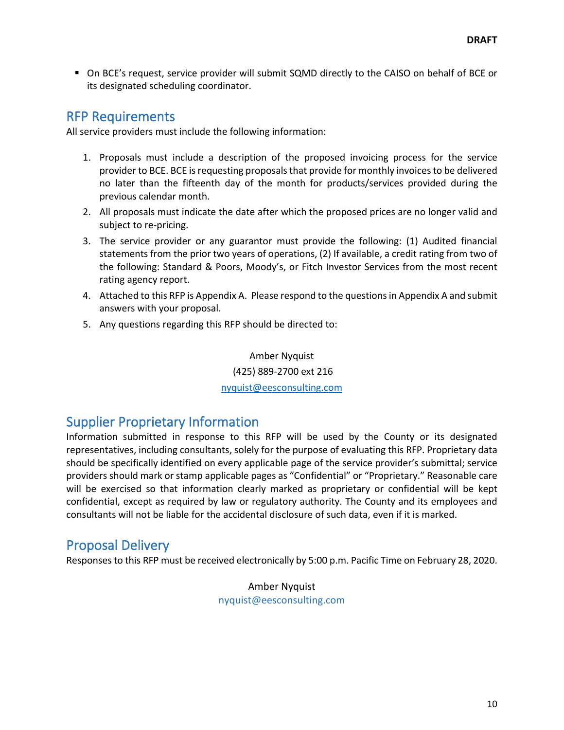- On BCE's request, service provider will submit SQMD directly to the CAISO on behalf of BCE or its designated scheduling coordinator.

## RFP Requirements

All service providers must include the following information:

1. Proposals must include a description of the proposed invoicing process for the service provider to BCE. BCE is requesting proposals that provide for monthly invoices to be delivered no later than the fifteenth day of the month for products/services provided during the previous calendar month.
2. All proposals must indicate the date after which the proposed prices are no longer valid and subject to re-pricing.
3. The service provider or any guarantor must provide the following: (1) Audited financial statements from the prior two years of operations, (2) If available, a credit rating from two of the following: Standard & Poors, Moody's, or Fitch Investor Services from the most recent rating agency report.
4. Attached to this RFP is Appendix A. Please respond to the questions in Appendix A and submit answers with your proposal.
5. Any questions regarding this RFP should be directed to:

Amber Nyquist
(425) 889-2700 ext 216
nyquist@eesconsulting.com

## Supplier Proprietary Information

Information submitted in response to this RFP will be used by the County or its designated representatives, including consultants, solely for the purpose of evaluating this RFP. Proprietary data should be specifically identified on every applicable page of the service provider's submittal; service providers should mark or stamp applicable pages as "Confidential" or "Proprietary." Reasonable care will be exercised so that information clearly marked as proprietary or confidential will be kept confidential, except as required by law or regulatory authority. The County and its employees and consultants will not be liable for the accidental disclosure of such data, even if it is marked.

## Proposal Delivery

Responses to this RFP must be received electronically by 5:00 p.m. Pacific Time on February 28, 2020.

Amber Nyquist
nyquist@eesconsulting.com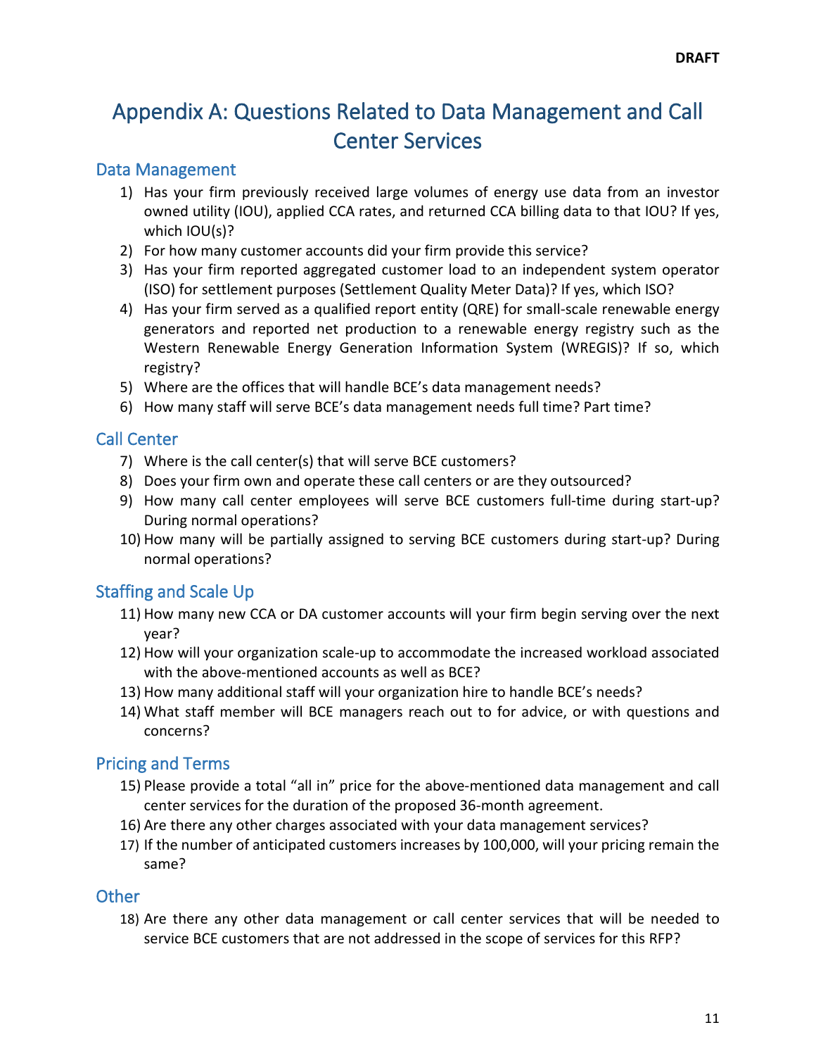# Appendix A: Questions Related to Data Management and Call Center Services

## Data Management

1) Has your firm previously received large volumes of energy use data from an investor owned utility (IOU), applied CCA rates, and returned CCA billing data to that IOU? If yes, which IOU(s)?
2) For how many customer accounts did your firm provide this service?
3) Has your firm reported aggregated customer load to an independent system operator (ISO) for settlement purposes (Settlement Quality Meter Data)? If yes, which ISO?
4) Has your firm served as a qualified report entity (QRE) for small-scale renewable energy generators and reported net production to a renewable energy registry such as the Western Renewable Energy Generation Information System (WREGIS)? If so, which registry?
5) Where are the offices that will handle BCE's data management needs?
6) How many staff will serve BCE's data management needs full time? Part time?

## Call Center

7) Where is the call center(s) that will serve BCE customers?
8) Does your firm own and operate these call centers or are they outsourced?
9) How many call center employees will serve BCE customers full-time during start-up? During normal operations?
10) How many will be partially assigned to serving BCE customers during start-up? During normal operations?

## Staffing and Scale Up

11) How many new CCA or DA customer accounts will your firm begin serving over the next year?
12) How will your organization scale-up to accommodate the increased workload associated with the above-mentioned accounts as well as BCE?
13) How many additional staff will your organization hire to handle BCE's needs?
14) What staff member will BCE managers reach out to for advice, or with questions and concerns?

## Pricing and Terms

15) Please provide a total "all in" price for the above-mentioned data management and call center services for the duration of the proposed 36-month agreement.
16) Are there any other charges associated with your data management services?
17) If the number of anticipated customers increases by 100,000, will your pricing remain the same?

## Other

18) Are there any other data management or call center services that will be needed to service BCE customers that are not addressed in the scope of services for this RFP?